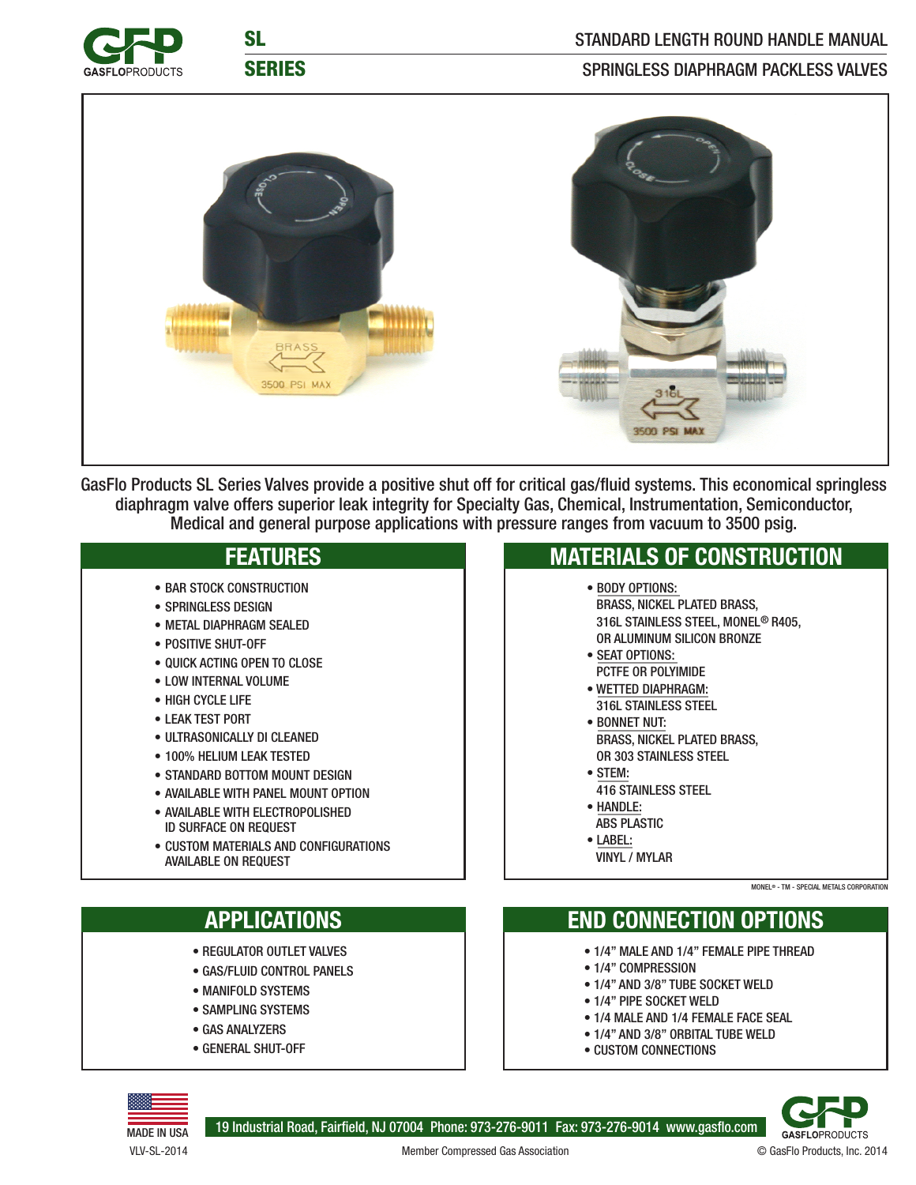# SL SERIES

## STANDARD LENGTH ROUND HANDLE MANUAL SPRINGLESS DIAPHRAGM PACKLESS VALVES

GasFlo Products SL Series Valves provide a positive shut off for critical gas/fluid systems. This economical springless diaphragm valve offers superior leak integrity for Specialty Gas, Chemical, Instrumentation, Semiconductor, Medical and general purpose applications with pressure ranges from vacuum to 3500 psig.

## FEATURES

- BAR STOCK CONSTRUCTION
- SPRINGLESS DESIGN
- METAL DIAPHRAGM SEALED
- POSITIVE SHUT-OFF
- QUICK ACTING OPEN TO CLOSE
- LOW INTERNAL VOLUME
- HIGH CYCLE LIFE
- LEAK TEST PORT
- ULTRASONICALLY DI CLEANED
- 100% HELIUM LEAK TESTED
- STANDARD BOTTOM MOUNT DESIGN
- AVAILABLE WITH PANEL MOUNT OPTION
- AVAILABLE WITH ELECTROPOLISHED ID SURFACE ON REQUEST
- CUSTOM MATERIALS AND CONFIGURATIONS AVAILABLE ON REQUEST

## MATERIALS OF CONSTRUCTION

- BODY OPTIONS:
  BRASS, NICKEL PLATED BRASS, 316L STAINLESS STEEL, MONEL® R405, OR ALUMINUM SILICON BRONZE
- SEAT OPTIONS:
  PCTFE OR POLYIMIDE
- WETTED DIAPHRAGM:
  316L STAINLESS STEEL
- BONNET NUT:
  BRASS, NICKEL PLATED BRASS, OR 303 STAINLESS STEEL
- STEM:
  416 STAINLESS STEEL
- HANDLE:
  ABS PLASTIC
- LABEL:
  VINYL / MYLAR

MONEL® - TM - SPECIAL METALS CORPORATION

## APPLICATIONS

- REGULATOR OUTLET VALVES
- GAS/FLUID CONTROL PANELS
- MANIFOLD SYSTEMS
- SAMPLING SYSTEMS
- GAS ANALYZERS
- GENERAL SHUT-OFF

## END CONNECTION OPTIONS

- 1/4" MALE AND 1/4" FEMALE PIPE THREAD
- 1/4" COMPRESSION
- 1/4" AND 3/8" TUBE SOCKET WELD
- 1/4" PIPE SOCKET WELD
- 1/4 MALE AND 1/4 FEMALE FACE SEAL
- 1/4" AND 3/8" ORBITAL TUBE WELD
- CUSTOM CONNECTIONS

MADE IN USA

19 Industrial Road, Fairfield, NJ 07004 Phone: 973-276-9011 Fax: 973-276-9014 www.gasflo.com

VLV-SL-2014

Member Compressed Gas Association

© GasFlo Products, Inc. 2014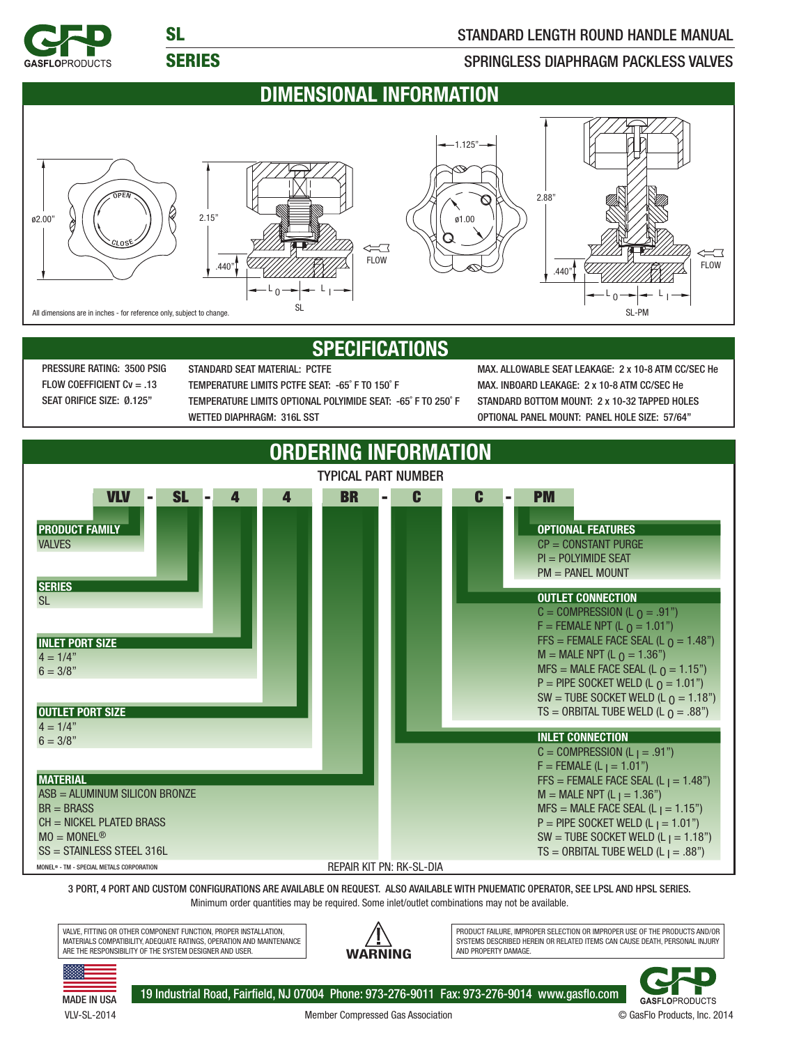# SL SERIES

## STANDARD LENGTH ROUND HANDLE MANUAL SPRINGLESS DIAPHRAGM PACKLESS VALVES

## DIMENSIONAL INFORMATION

ø2.00"

OPEN

CLOSE

2.15"

.440"

$L_O$ $L_I$

FLOW

SL

1.125"

ø1.00

2.88"

.440"

$L_O$ $L_I$

FLOW

SL-PM

All dimensions are in inches - for reference only, subject to change.

## SPECIFICATIONS

PRESSURE RATING: 3500 PSIG
FLOW COEFFICIENT Cv = .13
SEAT ORIFICE SIZE: Ø.125"

STANDARD SEAT MATERIAL: PCTFE
TEMPERATURE LIMITS PCTFE SEAT: -65˚ F TO 150˚ F
TEMPERATURE LIMITS OPTIONAL POLYIMIDE SEAT: -65˚ F TO 250˚ F
WETTED DIAPHRAGM: 316L SST

MAX. ALLOWABLE SEAT LEAKAGE: 2 x 10-8 ATM CC/SEC He
MAX. INBOARD LEAKAGE: 2 x 10-8 ATM CC/SEC He
STANDARD BOTTOM MOUNT: 2 x 10-32 TAPPED HOLES
OPTIONAL PANEL MOUNT: PANEL HOLE SIZE: 57/64"

## ORDERING INFORMATION

TYPICAL PART NUMBER

**VLV - SL - 4 4 BR - C C - PM**

**PRODUCT FAMILY**
VALVES

**SERIES**
SL

**INLET PORT SIZE**
4 = 1/4"
6 = 3/8"

**OUTLET PORT SIZE**
4 = 1/4"
6 = 3/8"

**MATERIAL**
ASB = ALUMINUM SILICON BRONZE
BR = BRASS
CH = NICKEL PLATED BRASS
MO = MONEL®
SS = STAINLESS STEEL 316L

**OPTIONAL FEATURES**
CP = CONSTANT PURGE
PI = POLYIMIDE SEAT
PM = PANEL MOUNT

**OUTLET CONNECTION**
C = COMPRESSION ($L_O$ = .91")
F = FEMALE NPT ($L_O$ = 1.01")
FFS = FEMALE FACE SEAL ($L_O$ = 1.48")
M = MALE NPT ($L_O$ = 1.36")
MFS = MALE FACE SEAL ($L_O$ = 1.15")
P = PIPE SOCKET WELD ($L_O$ = 1.01")
SW = TUBE SOCKET WELD ($L_O$ = 1.18")
TS = ORBITAL TUBE WELD ($L_O$ = .88")

**INLET CONNECTION**
C = COMPRESSION ($L_I$ = .91")
F = FEMALE ($L_I$ = 1.01")
FFS = FEMALE FACE SEAL ($L_I$ = 1.48")
M = MALE NPT ($L_I$ = 1.36")
MFS = MALE FACE SEAL ($L_I$ = 1.15")
P = PIPE SOCKET WELD ($L_I$ = 1.01")
SW = TUBE SOCKET WELD ($L_I$ = 1.18")
TS = ORBITAL TUBE WELD ($L_I$ = .88")

MONEL® - TM - SPECIAL METALS CORPORATION

REPAIR KIT PN: RK-SL-DIA

3 PORT, 4 PORT AND CUSTOM CONFIGURATIONS ARE AVAILABLE ON REQUEST. ALSO AVAILABLE WITH PNUEMATIC OPERATOR, SEE LPSL AND HPSL SERIES.
Minimum order quantities may be required. Some inlet/outlet combinations may not be available.

VALVE, FITTING OR OTHER COMPONENT FUNCTION, PROPER INSTALLATION, MATERIALS COMPATIBILITY, ADEQUATE RATINGS, OPERATION AND MAINTENANCE ARE THE RESPONSIBILITY OF THE SYSTEM DESIGNER AND USER.

**WARNING**

PRODUCT FAILURE, IMPROPER SELECTION OR IMPROPER USE OF THE PRODUCTS AND/OR SYSTEMS DESCRIBED HEREIN OR RELATED ITEMS CAN CAUSE DEATH, PERSONAL INJURY AND PROPERTY DAMAGE.

MADE IN USA

19 Industrial Road, Fairfield, NJ 07004 Phone: 973-276-9011 Fax: 973-276-9014 www.gasflo.com

GASFLOPRODUCTS

VLV-SL-2014

Member Compressed Gas Association

© GasFlo Products, Inc. 2014